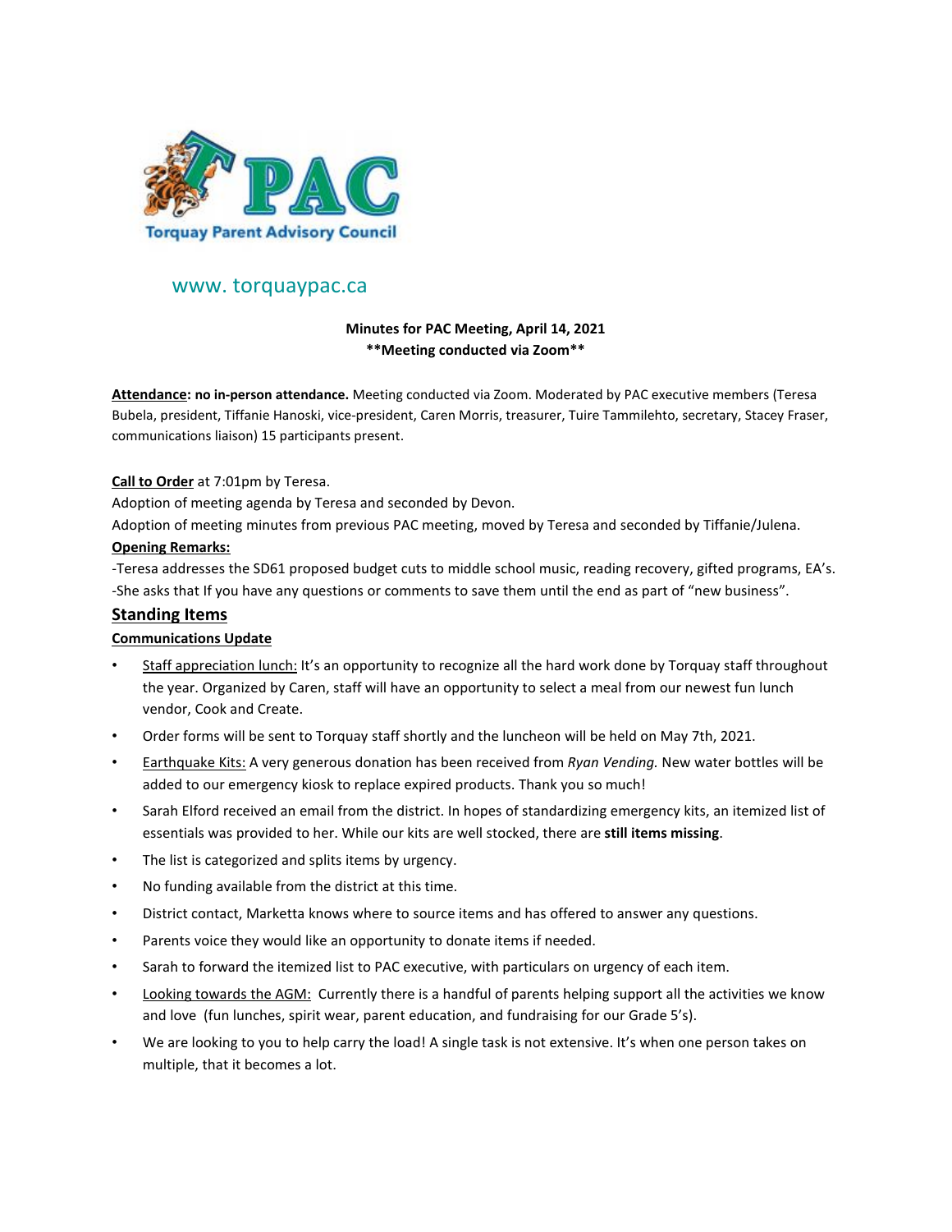PAC

Torquay Parent Advisory Council

www. torquaypac.ca

**Minutes for PAC Meeting, April 14, 2021**
**\*\*Meeting conducted via Zoom\*\***

**Attendance: no in-person attendance.** Meeting conducted via Zoom. Moderated by PAC executive members (Teresa Bubela, president, Tiffanie Hanoski, vice-president, Caren Morris, treasurer, Tuire Tammilehto, secretary, Stacey Fraser, communications liaison) 15 participants present.

**Call to Order** at 7:01pm by Teresa.
Adoption of meeting agenda by Teresa and seconded by Devon.
Adoption of meeting minutes from previous PAC meeting, moved by Teresa and seconded by Tiffanie/Julena.

**Opening Remarks:**

-Teresa addresses the SD61 proposed budget cuts to middle school music, reading recovery, gifted programs, EA's.
-She asks that If you have any questions or comments to save them until the end as part of "new business".

## Standing Items

### Communications Update

- Staff appreciation lunch: It's an opportunity to recognize all the hard work done by Torquay staff throughout the year. Organized by Caren, staff will have an opportunity to select a meal from our newest fun lunch vendor, Cook and Create.
- Order forms will be sent to Torquay staff shortly and the luncheon will be held on May 7th, 2021.
- Earthquake Kits: A very generous donation has been received from *Ryan Vending.* New water bottles will be added to our emergency kiosk to replace expired products. Thank you so much!
- Sarah Elford received an email from the district. In hopes of standardizing emergency kits, an itemized list of essentials was provided to her. While our kits are well stocked, there are **still items missing**.
- The list is categorized and splits items by urgency.
- No funding available from the district at this time.
- District contact, Marketta knows where to source items and has offered to answer any questions.
- Parents voice they would like an opportunity to donate items if needed.
- Sarah to forward the itemized list to PAC executive, with particulars on urgency of each item.
- Looking towards the AGM: Currently there is a handful of parents helping support all the activities we know and love (fun lunches, spirit wear, parent education, and fundraising for our Grade 5's).
- We are looking to you to help carry the load! A single task is not extensive. It's when one person takes on multiple, that it becomes a lot.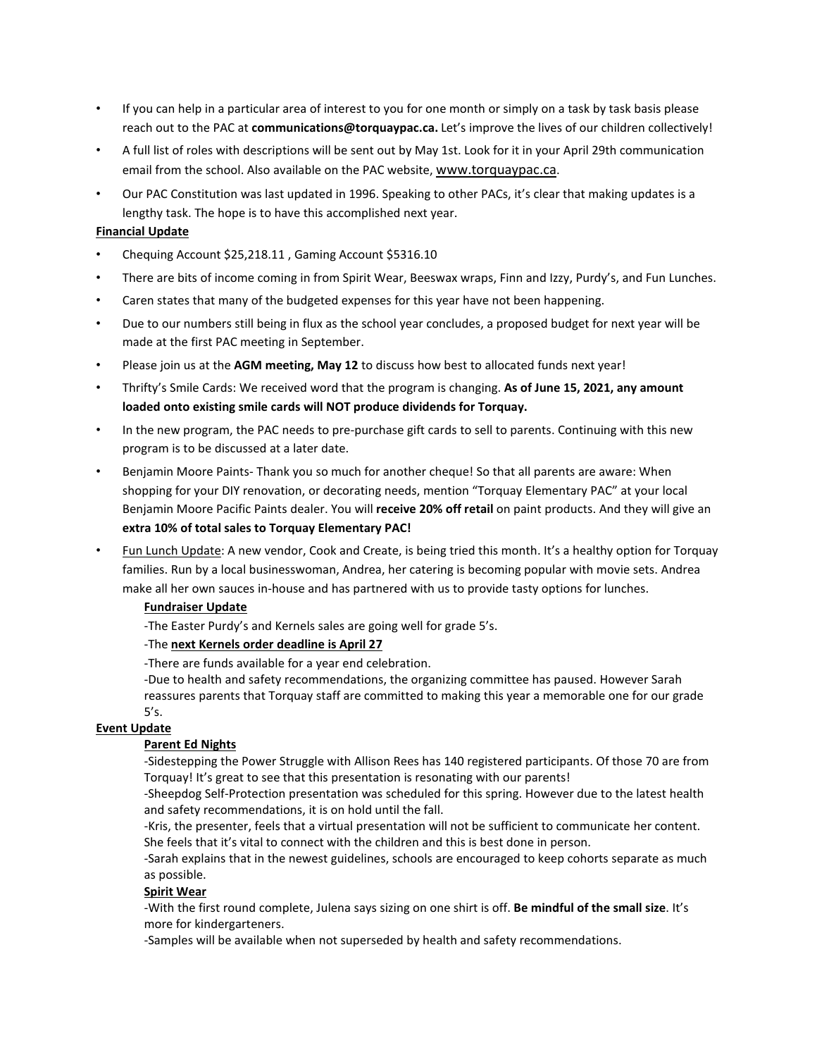- If you can help in a particular area of interest to you for one month or simply on a task by task basis please reach out to the PAC at **communications@torquaypac.ca.** Let's improve the lives of our children collectively!
- A full list of roles with descriptions will be sent out by May 1st. Look for it in your April 29th communication email from the school. Also available on the PAC website, www.torquaypac.ca.
- Our PAC Constitution was last updated in 1996. Speaking to other PACs, it's clear that making updates is a lengthy task. The hope is to have this accomplished next year.

**Financial Update**

- Chequing Account $25,218.11 , Gaming Account $5316.10
- There are bits of income coming in from Spirit Wear, Beeswax wraps, Finn and Izzy, Purdy's, and Fun Lunches.
- Caren states that many of the budgeted expenses for this year have not been happening.
- Due to our numbers still being in flux as the school year concludes, a proposed budget for next year will be made at the first PAC meeting in September.
- Please join us at the **AGM meeting, May 12** to discuss how best to allocated funds next year!
- Thrifty's Smile Cards: We received word that the program is changing. **As of June 15, 2021, any amount loaded onto existing smile cards will NOT produce dividends for Torquay.**
- In the new program, the PAC needs to pre-purchase gift cards to sell to parents. Continuing with this new program is to be discussed at a later date.
- Benjamin Moore Paints- Thank you so much for another cheque! So that all parents are aware: When shopping for your DIY renovation, or decorating needs, mention "Torquay Elementary PAC" at your local Benjamin Moore Pacific Paints dealer. You will **receive 20% off retail** on paint products. And they will give an **extra 10% of total sales to Torquay Elementary PAC!**
- Fun Lunch Update: A new vendor, Cook and Create, is being tried this month. It's a healthy option for Torquay families. Run by a local businesswoman, Andrea, her catering is becoming popular with movie sets. Andrea make all her own sauces in-house and has partnered with us to provide tasty options for lunches.

**Fundraiser Update**

-The Easter Purdy's and Kernels sales are going well for grade 5's.

-The **next Kernels order deadline is April 27**

-There are funds available for a year end celebration.

-Due to health and safety recommendations, the organizing committee has paused. However Sarah reassures parents that Torquay staff are committed to making this year a memorable one for our grade 5's.

**Event Update**

**Parent Ed Nights**

-Sidestepping the Power Struggle with Allison Rees has 140 registered participants. Of those 70 are from Torquay! It's great to see that this presentation is resonating with our parents!

-Sheepdog Self-Protection presentation was scheduled for this spring. However due to the latest health and safety recommendations, it is on hold until the fall.

-Kris, the presenter, feels that a virtual presentation will not be sufficient to communicate her content. She feels that it's vital to connect with the children and this is best done in person.

-Sarah explains that in the newest guidelines, schools are encouraged to keep cohorts separate as much as possible.

**Spirit Wear**

-With the first round complete, Julena says sizing on one shirt is off. **Be mindful of the small size**. It's more for kindergarteners.

-Samples will be available when not superseded by health and safety recommendations.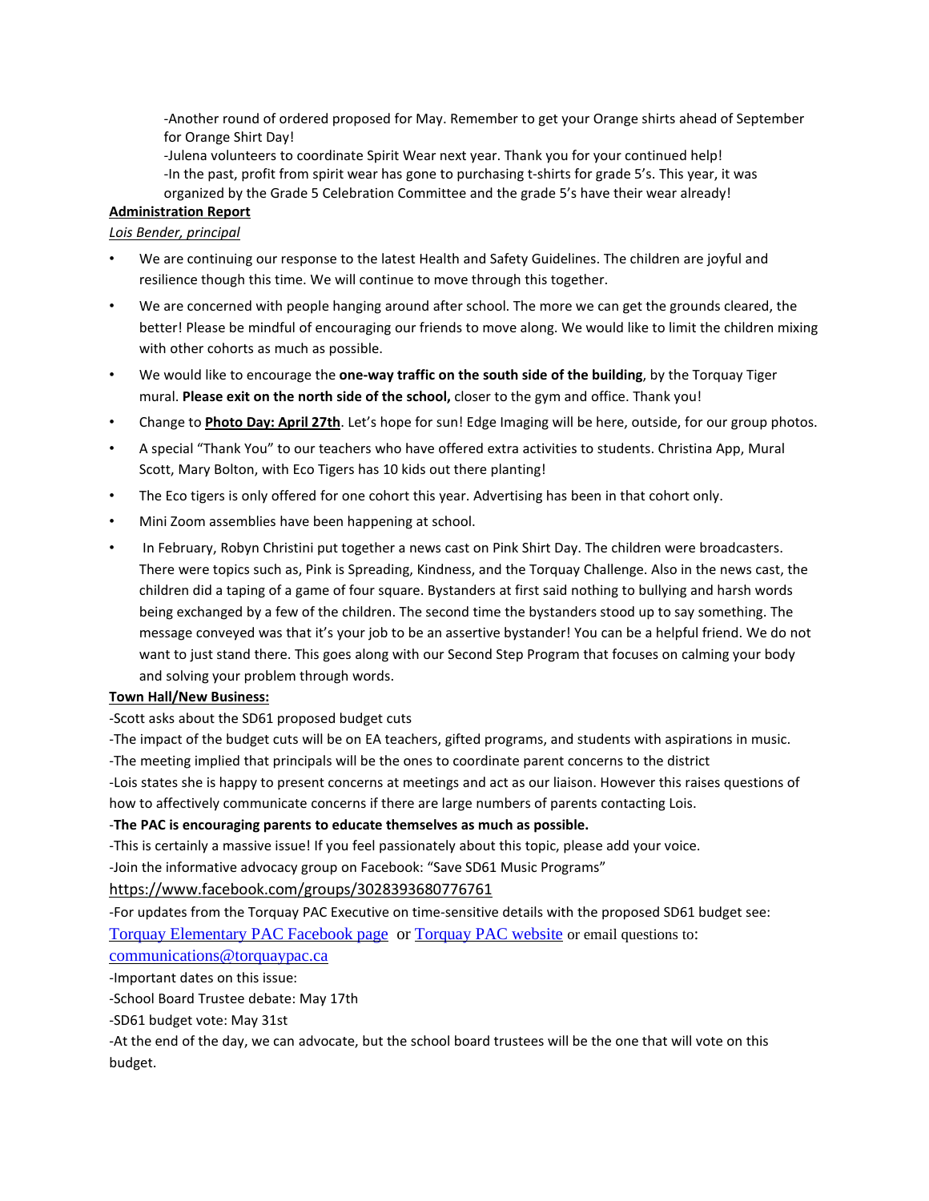-Another round of ordered proposed for May. Remember to get your Orange shirts ahead of September for Orange Shirt Day!
-Julena volunteers to coordinate Spirit Wear next year. Thank you for your continued help!
-In the past, profit from spirit wear has gone to purchasing t-shirts for grade 5's. This year, it was organized by the Grade 5 Celebration Committee and the grade 5's have their wear already!

**Administration Report**

*Lois Bender, principal*

- We are continuing our response to the latest Health and Safety Guidelines. The children are joyful and resilience though this time. We will continue to move through this together.
- We are concerned with people hanging around after school. The more we can get the grounds cleared, the better! Please be mindful of encouraging our friends to move along. We would like to limit the children mixing with other cohorts as much as possible.
- We would like to encourage the **one-way traffic on the south side of the building**, by the Torquay Tiger mural. **Please exit on the north side of the school,** closer to the gym and office. Thank you!
- Change to **Photo Day: April 27th**. Let's hope for sun! Edge Imaging will be here, outside, for our group photos.
- A special "Thank You" to our teachers who have offered extra activities to students. Christina App, Mural Scott, Mary Bolton, with Eco Tigers has 10 kids out there planting!
- The Eco tigers is only offered for one cohort this year. Advertising has been in that cohort only.
- Mini Zoom assemblies have been happening at school.
- In February, Robyn Christini put together a news cast on Pink Shirt Day. The children were broadcasters. There were topics such as, Pink is Spreading, Kindness, and the Torquay Challenge. Also in the news cast, the children did a taping of a game of four square. Bystanders at first said nothing to bullying and harsh words being exchanged by a few of the children. The second time the bystanders stood up to say something. The message conveyed was that it's your job to be an assertive bystander! You can be a helpful friend. We do not want to just stand there. This goes along with our Second Step Program that focuses on calming your body and solving your problem through words.

**Town Hall/New Business:**

-Scott asks about the SD61 proposed budget cuts
-The impact of the budget cuts will be on EA teachers, gifted programs, and students with aspirations in music.
-The meeting implied that principals will be the ones to coordinate parent concerns to the district
-Lois states she is happy to present concerns at meetings and act as our liaison. However this raises questions of how to affectively communicate concerns if there are large numbers of parents contacting Lois.
-**The PAC is encouraging parents to educate themselves as much as possible.**
-This is certainly a massive issue! If you feel passionately about this topic, please add your voice.
-Join the informative advocacy group on Facebook: "Save SD61 Music Programs"
https://www.facebook.com/groups/3028393680776761
-For updates from the Torquay PAC Executive on time-sensitive details with the proposed SD61 budget see: Torquay Elementary PAC Facebook page or Torquay PAC website or email questions to: communications@torquaypac.ca
-Important dates on this issue:
-School Board Trustee debate: May 17th
-SD61 budget vote: May 31st
-At the end of the day, we can advocate, but the school board trustees will be the one that will vote on this budget.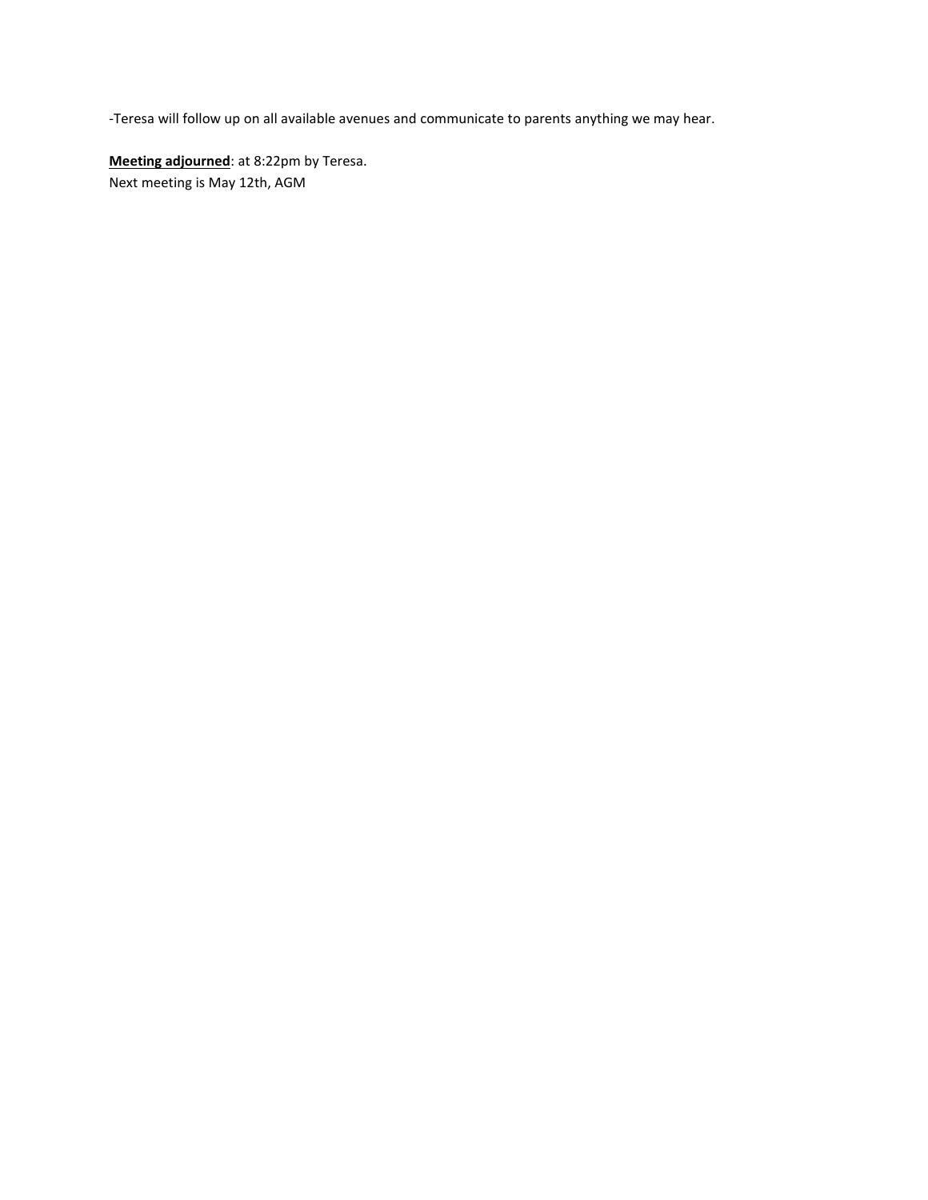-Teresa will follow up on all available avenues and communicate to parents anything we may hear.

**Meeting adjourned**: at 8:22pm by Teresa.
Next meeting is May 12th, AGM